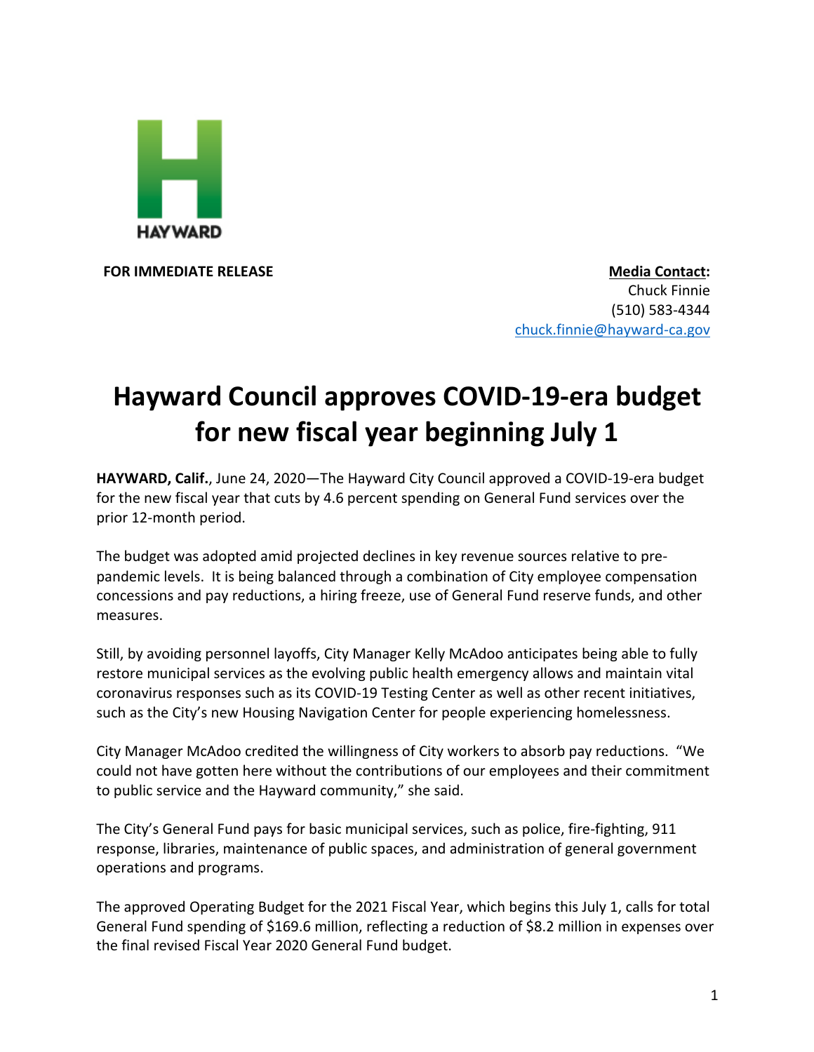HAYWARD

**FOR IMMEDIATE RELEASE**

**Media Contact:**
Chuck Finnie
(510) 583-4344
chuck.finnie@hayward-ca.gov

# Hayward Council approves COVID-19-era budget for new fiscal year beginning July 1

**HAYWARD, Calif.**, June 24, 2020—The Hayward City Council approved a COVID-19-era budget for the new fiscal year that cuts by 4.6 percent spending on General Fund services over the prior 12-month period.

The budget was adopted amid projected declines in key revenue sources relative to pre-pandemic levels. It is being balanced through a combination of City employee compensation concessions and pay reductions, a hiring freeze, use of General Fund reserve funds, and other measures.

Still, by avoiding personnel layoffs, City Manager Kelly McAdoo anticipates being able to fully restore municipal services as the evolving public health emergency allows and maintain vital coronavirus responses such as its COVID-19 Testing Center as well as other recent initiatives, such as the City's new Housing Navigation Center for people experiencing homelessness.

City Manager McAdoo credited the willingness of City workers to absorb pay reductions. "We could not have gotten here without the contributions of our employees and their commitment to public service and the Hayward community," she said.

The City's General Fund pays for basic municipal services, such as police, fire-fighting, 911 response, libraries, maintenance of public spaces, and administration of general government operations and programs.

The approved Operating Budget for the 2021 Fiscal Year, which begins this July 1, calls for total General Fund spending of $169.6 million, reflecting a reduction of $8.2 million in expenses over the final revised Fiscal Year 2020 General Fund budget.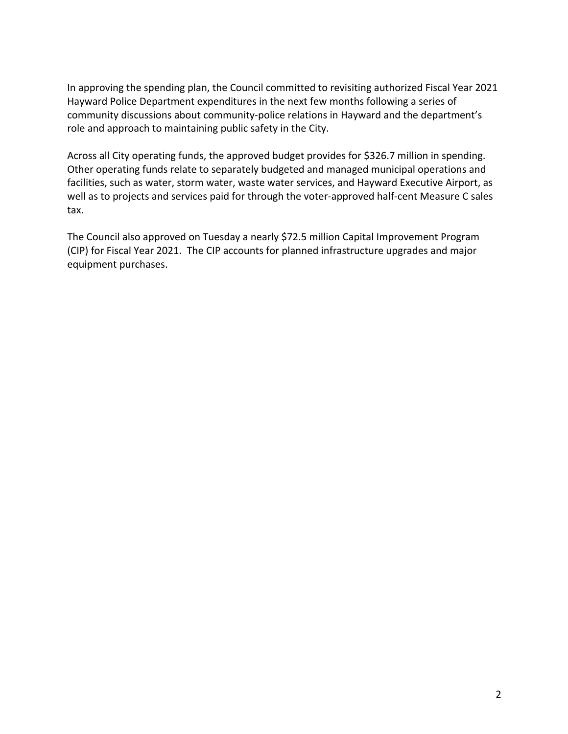In approving the spending plan, the Council committed to revisiting authorized Fiscal Year 2021 Hayward Police Department expenditures in the next few months following a series of community discussions about community-police relations in Hayward and the department's role and approach to maintaining public safety in the City.

Across all City operating funds, the approved budget provides for $326.7 million in spending. Other operating funds relate to separately budgeted and managed municipal operations and facilities, such as water, storm water, waste water services, and Hayward Executive Airport, as well as to projects and services paid for through the voter-approved half-cent Measure C sales tax.

The Council also approved on Tuesday a nearly $72.5 million Capital Improvement Program (CIP) for Fiscal Year 2021. The CIP accounts for planned infrastructure upgrades and major equipment purchases.